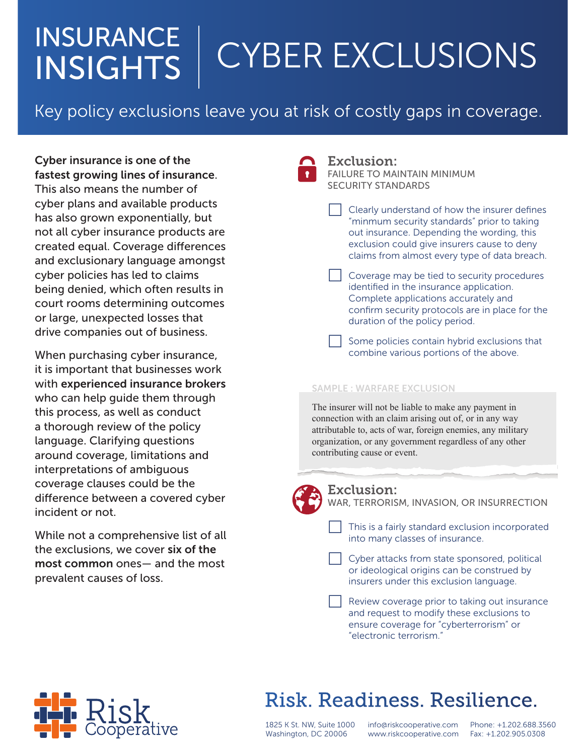# INSURANCE INSIGHTS | CYBER EXCLUSIONS

Key policy exclusions leave you at risk of costly gaps in coverage.

**Cyber insurance is one of the fastest growing lines of insurance**. This also means the number of cyber plans and available products has also grown exponentially, but not all cyber insurance products are created equal. Coverage differences and exclusionary language amongst cyber policies has led to claims being denied, which often results in court rooms determining outcomes or large, unexpected losses that drive companies out of business.

When purchasing cyber insurance, it is important that businesses work with **experienced insurance brokers** who can help guide them through this process, as well as conduct a thorough review of the policy language. Clarifying questions around coverage, limitations and interpretations of ambiguous coverage clauses could be the difference between a covered cyber incident or not.

While not a comprehensive list of all the exclusions, we cover **six of the most common** ones— and the most prevalent causes of loss.

## Exclusion:
### FAILURE TO MAINTAIN MINIMUM SECURITY STANDARDS

- [ ] Clearly understand of how the insurer defines "minmum security standards" prior to taking out insurance. Depending the wording, this exclusion could give insurers cause to deny claims from almost every type of data breach.
- [ ] Coverage may be tied to security procedures identified in the insurance application. Complete applications accurately and confirm security protocols are in place for the duration of the policy period.
- [ ] Some policies contain hybrid exclusions that combine various portions of the above.

SAMPLE : WARFARE EXCLUSION

> The insurer will not be liable to make any payment in connection with an claim arising out of, or in any way attributable to, acts of war, foreign enemies, any military organization, or any government regardless of any other contributing cause or event.

## Exclusion:
### WAR, TERRORISM, INVASION, OR INSURRECTION

- [ ] This is a fairly standard exclusion incorporated into many classes of insurance.
- [ ] Cyber attacks from state sponsored, political or ideological origins can be construed by insurers under this exclusion language.
- [ ] Review coverage prior to taking out insurance and request to modify these exclusions to ensure coverage for "cyberterrorism" or "electronic terrorism."

Risk Cooperative

Risk. Readiness. Resilience.

1825 K St. NW, Suite 1000
Washington, DC 20006

info@riskcooperative.com
www.riskcooperative.com

Phone: +1.202.688.3560
Fax: +1.202.905.0308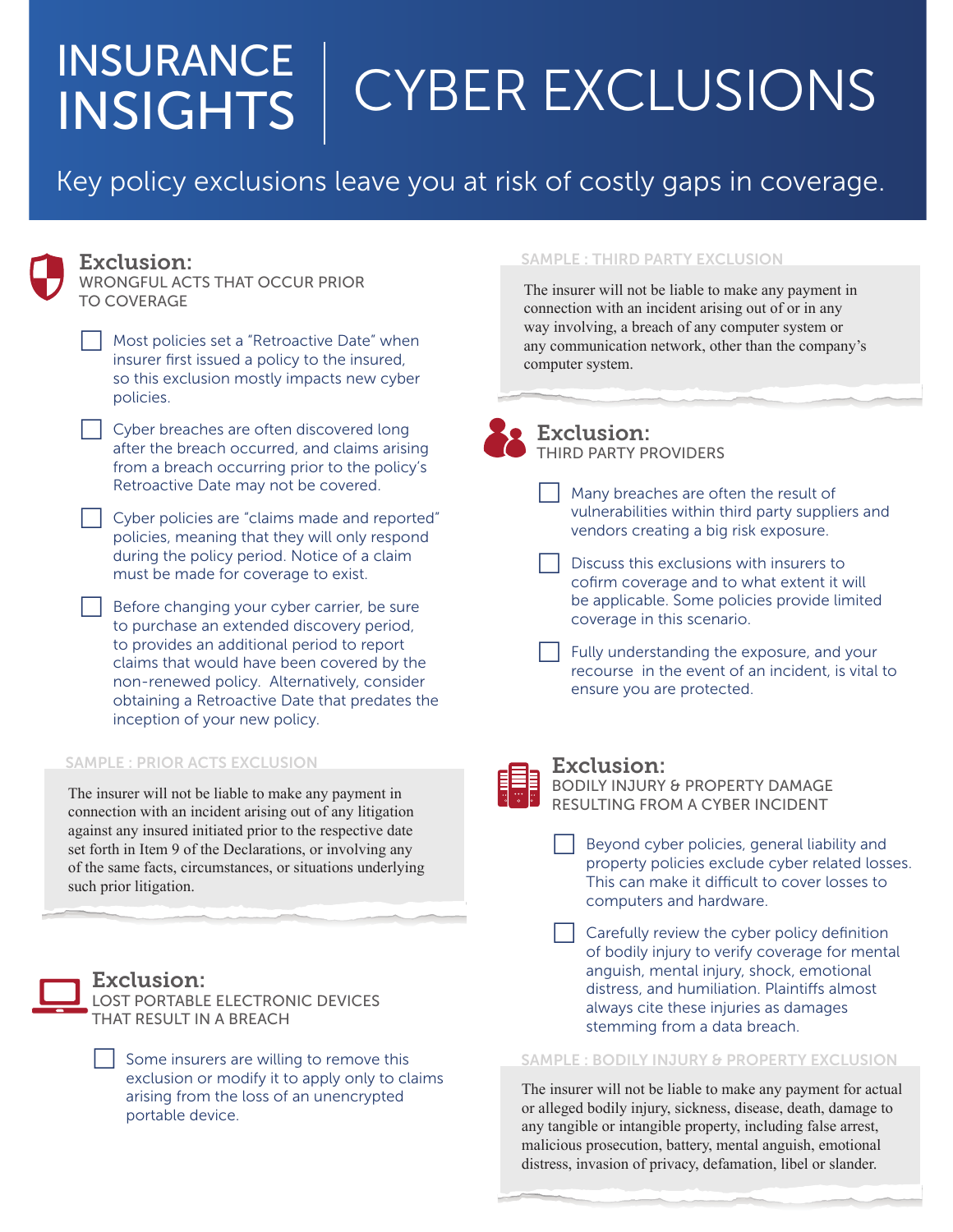# INSURANCE INSIGHTS | CYBER EXCLUSIONS

Key policy exclusions leave you at risk of costly gaps in coverage.

## Exclusion:
WRONGFUL ACTS THAT OCCUR PRIOR TO COVERAGE

- [ ] Most policies set a "Retroactive Date" when insurer first issued a policy to the insured, so this exclusion mostly impacts new cyber policies.
- [ ] Cyber breaches are often discovered long after the breach occurred, and claims arising from a breach occurring prior to the policy's Retroactive Date may not be covered.
- [ ] Cyber policies are "claims made and reported" policies, meaning that they will only respond during the policy period. Notice of a claim must be made for coverage to exist.
- [ ] Before changing your cyber carrier, be sure to purchase an extended discovery period, to provides an additional period to report claims that would have been covered by the non-renewed policy. Alternatively, consider obtaining a Retroactive Date that predates the inception of your new policy.

SAMPLE : PRIOR ACTS EXCLUSION

> The insurer will not be liable to make any payment in connection with an incident arising out of any litigation against any insured initiated prior to the respective date set forth in Item 9 of the Declarations, or involving any of the same facts, circumstances, or situations underlying such prior litigation.

## Exclusion:
LOST PORTABLE ELECTRONIC DEVICES THAT RESULT IN A BREACH

- [ ] Some insurers are willing to remove this exclusion or modify it to apply only to claims arising from the loss of an unencrypted portable device.

SAMPLE : THIRD PARTY EXCLUSION

> The insurer will not be liable to make any payment in connection with an incident arising out of or in any way involving, a breach of any computer system or any communication network, other than the company's computer system.

## Exclusion:
THIRD PARTY PROVIDERS

- [ ] Many breaches are often the result of vulnerabilities within third party suppliers and vendors creating a big risk exposure.
- [ ] Discuss this exclusions with insurers to cofirm coverage and to what extent it will be applicable. Some policies provide limited coverage in this scenario.
- [ ] Fully understanding the exposure, and your recourse in the event of an incident, is vital to ensure you are protected.

## Exclusion:
BODILY INJURY & PROPERTY DAMAGE RESULTING FROM A CYBER INCIDENT

- [ ] Beyond cyber policies, general liability and property policies exclude cyber related losses. This can make it difficult to cover losses to computers and hardware.
- [ ] Carefully review the cyber policy definition of bodily injury to verify coverage for mental anguish, mental injury, shock, emotional distress, and humiliation. Plaintiffs almost always cite these injuries as damages stemming from a data breach.

SAMPLE : BODILY INJURY & PROPERTY EXCLUSION

> The insurer will not be liable to make any payment for actual or alleged bodily injury, sickness, disease, death, damage to any tangible or intangible property, including false arrest, malicious prosecution, battery, mental anguish, emotional distress, invasion of privacy, defamation, libel or slander.